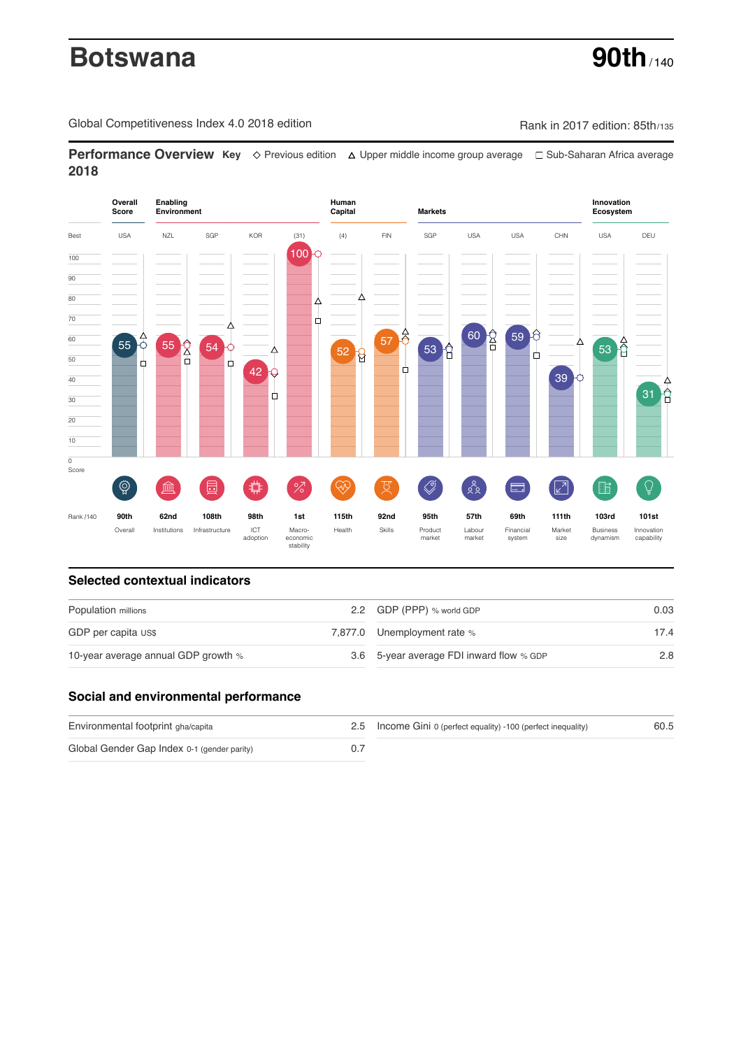# Botswana

**90th** / 140

Global Competitiveness Index 4.0 2018 edition

Rank in 2017 edition: 85th/135

## Performance Overview 2018

**Key** ◇ Previous edition △ Upper middle income group average □ Sub-Saharan Africa average

| | Overall Score | Enabling Environment | | | | Human Capital | | Markets | | | | Innovation Ecosystem | |
|---|---|---|---|---|---|---|---|---|---|---|---|---|---|
| Best | USA | NZL | SGP | KOR | (31) | (4) | FIN | SGP | USA | USA | CHN | USA | DEU |
| Score | 55 | 55 | 54 | 42 | 100 | 52 | 57 | 53 | 60 | 59 | 39 | 53 | 31 |
| Rank /140 | 90th | 62nd | 108th | 98th | 1st | 115th | 92nd | 95th | 57th | 69th | 111th | 103rd | 101st |
| | Overall | Institutions | Infrastructure | ICT adoption | Macro-economic stability | Health | Skills | Product market | Labour market | Financial system | Market size | Business dynamism | Innovation capability |

## Selected contextual indicators

| | | | |
|---|---|---|---|
| Population millions | 2.2 | GDP (PPP) % world GDP | 0.03 |
| GDP per capita US$ | 7,877.0 | Unemployment rate % | 17.4 |
| 10-year average annual GDP growth % | 3.6 | 5-year average FDI inward flow % GDP | 2.8 |

## Social and environmental performance

| | | | |
|---|---|---|---|
| Environmental footprint gha/capita | 2.5 | Income Gini 0 (perfect equality) -100 (perfect inequality) | 60.5 |
| Global Gender Gap Index 0-1 (gender parity) | 0.7 | | |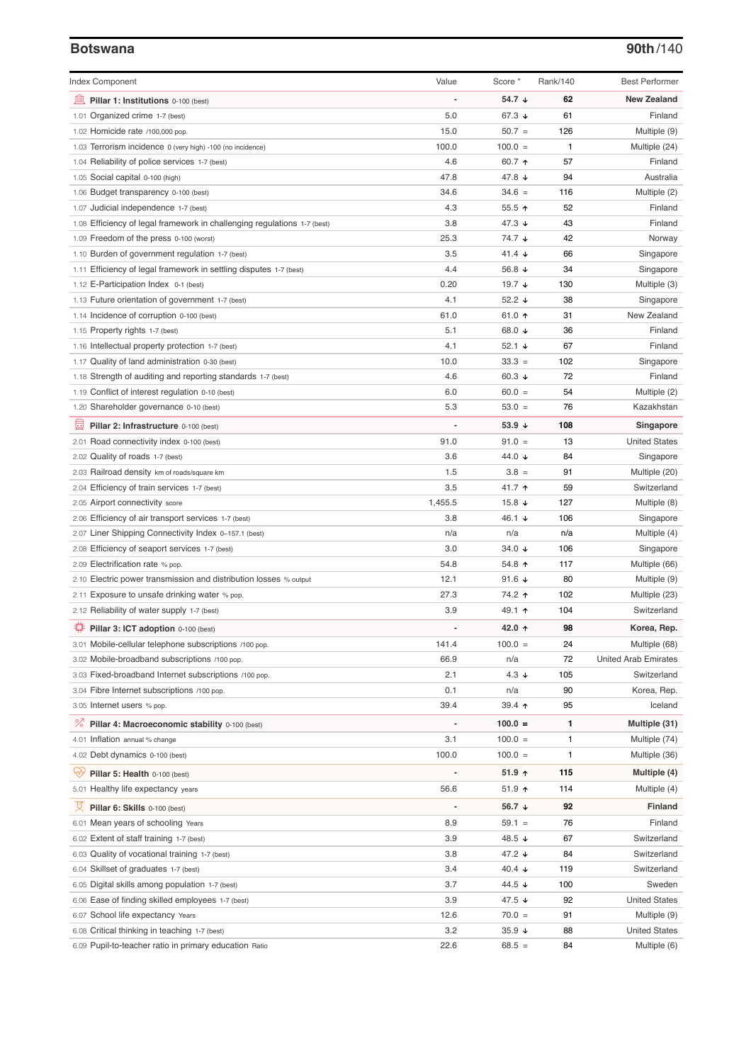## Botswana

**90th/140**

| Index Component | Value | Score * | Rank/140 | Best Performer |
|---|---|---|---|---|
| **Pillar 1: Institutions** 0-100 (best) | - | **54.7 ↓** | **62** | **New Zealand** |
| 1.01 Organized crime 1-7 (best) | 5.0 | 67.3 ↓ | 61 | Finland |
| 1.02 Homicide rate /100,000 pop. | 15.0 | 50.7 = | 126 | Multiple (9) |
| 1.03 Terrorism incidence 0 (very high) -100 (no incidence) | 100.0 | 100.0 = | 1 | Multiple (24) |
| 1.04 Reliability of police services 1-7 (best) | 4.6 | 60.7 ↑ | 57 | Finland |
| 1.05 Social capital 0-100 (high) | 47.8 | 47.8 ↓ | 94 | Australia |
| 1.06 Budget transparency 0-100 (best) | 34.6 | 34.6 = | 116 | Multiple (2) |
| 1.07 Judicial independence 1-7 (best) | 4.3 | 55.5 ↑ | 52 | Finland |
| 1.08 Efficiency of legal framework in challenging regulations 1-7 (best) | 3.8 | 47.3 ↓ | 43 | Finland |
| 1.09 Freedom of the press 0-100 (worst) | 25.3 | 74.7 ↓ | 42 | Norway |
| 1.10 Burden of government regulation 1-7 (best) | 3.5 | 41.4 ↓ | 66 | Singapore |
| 1.11 Efficiency of legal framework in settling disputes 1-7 (best) | 4.4 | 56.8 ↓ | 34 | Singapore |
| 1.12 E-Participation Index 0-1 (best) | 0.20 | 19.7 ↓ | 130 | Multiple (3) |
| 1.13 Future orientation of government 1-7 (best) | 4.1 | 52.2 ↓ | 38 | Singapore |
| 1.14 Incidence of corruption 0-100 (best) | 61.0 | 61.0 ↑ | 31 | New Zealand |
| 1.15 Property rights 1-7 (best) | 5.1 | 68.0 ↓ | 36 | Finland |
| 1.16 Intellectual property protection 1-7 (best) | 4.1 | 52.1 ↓ | 67 | Finland |
| 1.17 Quality of land administration 0-30 (best) | 10.0 | 33.3 = | 102 | Singapore |
| 1.18 Strength of auditing and reporting standards 1-7 (best) | 4.6 | 60.3 ↓ | 72 | Finland |
| 1.19 Conflict of interest regulation 0-10 (best) | 6.0 | 60.0 = | 54 | Multiple (2) |
| 1.20 Shareholder governance 0-10 (best) | 5.3 | 53.0 = | 76 | Kazakhstan |
| **Pillar 2: Infrastructure** 0-100 (best) | - | **53.9 ↓** | **108** | **Singapore** |
| 2.01 Road connectivity index 0-100 (best) | 91.0 | 91.0 = | 13 | United States |
| 2.02 Quality of roads 1-7 (best) | 3.6 | 44.0 ↓ | 84 | Singapore |
| 2.03 Railroad density km of roads/square km | 1.5 | 3.8 = | 91 | Multiple (20) |
| 2.04 Efficiency of train services 1-7 (best) | 3.5 | 41.7 ↑ | 59 | Switzerland |
| 2.05 Airport connectivity score | 1,455.5 | 15.8 ↓ | 127 | Multiple (8) |
| 2.06 Efficiency of air transport services 1-7 (best) | 3.8 | 46.1 ↓ | 106 | Singapore |
| 2.07 Liner Shipping Connectivity Index 0–157.1 (best) | n/a | n/a | n/a | Multiple (4) |
| 2.08 Efficiency of seaport services 1-7 (best) | 3.0 | 34.0 ↓ | 106 | Singapore |
| 2.09 Electrification rate % pop. | 54.8 | 54.8 ↑ | 117 | Multiple (66) |
| 2.10 Electric power transmission and distribution losses % output | 12.1 | 91.6 ↓ | 80 | Multiple (9) |
| 2.11 Exposure to unsafe drinking water % pop. | 27.3 | 74.2 ↑ | 102 | Multiple (23) |
| 2.12 Reliability of water supply 1-7 (best) | 3.9 | 49.1 ↑ | 104 | Switzerland |
| **Pillar 3: ICT adoption** 0-100 (best) | - | **42.0 ↑** | **98** | **Korea, Rep.** |
| 3.01 Mobile-cellular telephone subscriptions /100 pop. | 141.4 | 100.0 = | 24 | Multiple (68) |
| 3.02 Mobile-broadband subscriptions /100 pop. | 66.9 | n/a | 72 | United Arab Emirates |
| 3.03 Fixed-broadband Internet subscriptions /100 pop. | 2.1 | 4.3 ↓ | 105 | Switzerland |
| 3.04 Fibre Internet subscriptions /100 pop. | 0.1 | n/a | 90 | Korea, Rep. |
| 3.05 Internet users % pop. | 39.4 | 39.4 ↑ | 95 | Iceland |
| **Pillar 4: Macroeconomic stability** 0-100 (best) | - | **100.0 =** | **1** | **Multiple (31)** |
| 4.01 Inflation annual % change | 3.1 | 100.0 = | 1 | Multiple (74) |
| 4.02 Debt dynamics 0-100 (best) | 100.0 | 100.0 = | 1 | Multiple (36) |
| **Pillar 5: Health** 0-100 (best) | - | **51.9 ↑** | **115** | **Multiple (4)** |
| 5.01 Healthy life expectancy years | 56.6 | 51.9 ↑ | 114 | Multiple (4) |
| **Pillar 6: Skills** 0-100 (best) | - | **56.7 ↓** | **92** | **Finland** |
| 6.01 Mean years of schooling Years | 8.9 | 59.1 = | 76 | Finland |
| 6.02 Extent of staff training 1-7 (best) | 3.9 | 48.5 ↓ | 67 | Switzerland |
| 6.03 Quality of vocational training 1-7 (best) | 3.8 | 47.2 ↓ | 84 | Switzerland |
| 6.04 Skillset of graduates 1-7 (best) | 3.4 | 40.4 ↓ | 119 | Switzerland |
| 6.05 Digital skills among population 1-7 (best) | 3.7 | 44.5 ↓ | 100 | Sweden |
| 6.06 Ease of finding skilled employees 1-7 (best) | 3.9 | 47.5 ↓ | 92 | United States |
| 6.07 School life expectancy Years | 12.6 | 70.0 = | 91 | Multiple (9) |
| 6.08 Critical thinking in teaching 1-7 (best) | 3.2 | 35.9 ↓ | 88 | United States |
| 6.09 Pupil-to-teacher ratio in primary education Ratio | 22.6 | 68.5 = | 84 | Multiple (6) |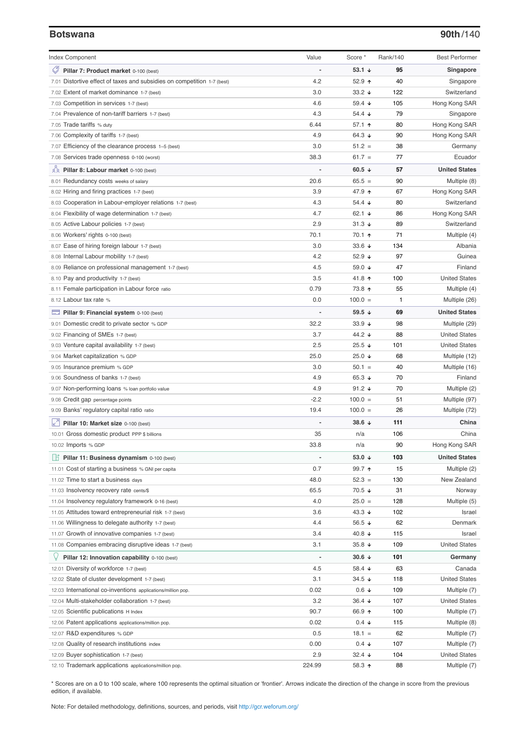## Botswana

**90th**/140

| Index Component | Value | Score * | Rank/140 | Best Performer |
|---|---|---|---|---|
| **Pillar 7: Product market** 0-100 (best) | - | **53.1 ↓** | **95** | **Singapore** |
| 7.01 Distortive effect of taxes and subsidies on competition 1-7 (best) | 4.2 | 52.9 ↑ | 40 | Singapore |
| 7.02 Extent of market dominance 1-7 (best) | 3.0 | 33.2 ↓ | 122 | Switzerland |
| 7.03 Competition in services 1-7 (best) | 4.6 | 59.4 ↓ | 105 | Hong Kong SAR |
| 7.04 Prevalence of non-tariff barriers 1-7 (best) | 4.3 | 54.4 ↓ | 79 | Singapore |
| 7.05 Trade tariffs % duty | 6.44 | 57.1 ↑ | 80 | Hong Kong SAR |
| 7.06 Complexity of tariffs 1-7 (best) | 4.9 | 64.3 ↓ | 90 | Hong Kong SAR |
| 7.07 Efficiency of the clearance process 1–5 (best) | 3.0 | 51.2 = | 38 | Germany |
| 7.08 Services trade openness 0-100 (worst) | 38.3 | 61.7 = | 77 | Ecuador |
| **Pillar 8: Labour market** 0-100 (best) | - | **60.5 ↓** | **57** | **United States** |
| 8.01 Redundancy costs weeks of salary | 20.6 | 65.5 = | 90 | Multiple (8) |
| 8.02 Hiring and firing practices 1-7 (best) | 3.9 | 47.9 ↑ | 67 | Hong Kong SAR |
| 8.03 Cooperation in Labour-employer relations 1-7 (best) | 4.3 | 54.4 ↓ | 80 | Switzerland |
| 8.04 Flexibility of wage determination 1-7 (best) | 4.7 | 62.1 ↓ | 86 | Hong Kong SAR |
| 8.05 Active Labour policies 1-7 (best) | 2.9 | 31.3 ↓ | 89 | Switzerland |
| 8.06 Workers' rights 0-100 (best) | 70.1 | 70.1 ↑ | 71 | Multiple (4) |
| 8.07 Ease of hiring foreign labour 1-7 (best) | 3.0 | 33.6 ↓ | 134 | Albania |
| 8.08 Internal Labour mobility 1-7 (best) | 4.2 | 52.9 ↓ | 97 | Guinea |
| 8.09 Reliance on professional management 1-7 (best) | 4.5 | 59.0 ↓ | 47 | Finland |
| 8.10 Pay and productivity 1-7 (best) | 3.5 | 41.8 ↑ | 100 | United States |
| 8.11 Female participation in Labour force ratio | 0.79 | 73.8 ↑ | 55 | Multiple (4) |
| 8.12 Labour tax rate % | 0.0 | 100.0 = | 1 | Multiple (26) |
| **Pillar 9: Financial system** 0-100 (best) | - | **59.5 ↓** | **69** | **United States** |
| 9.01 Domestic credit to private sector % GDP | 32.2 | 33.9 ↓ | 98 | Multiple (29) |
| 9.02 Financing of SMEs 1-7 (best) | 3.7 | 44.2 ↓ | 88 | United States |
| 9.03 Venture capital availability 1-7 (best) | 2.5 | 25.5 ↓ | 101 | United States |
| 9.04 Market capitalization % GDP | 25.0 | 25.0 ↓ | 68 | Multiple (12) |
| 9.05 Insurance premium % GDP | 3.0 | 50.1 = | 40 | Multiple (16) |
| 9.06 Soundness of banks 1-7 (best) | 4.9 | 65.3 ↓ | 70 | Finland |
| 9.07 Non-performing loans % loan portfolio value | 4.9 | 91.2 ↓ | 70 | Multiple (2) |
| 9.08 Credit gap percentage points | -2.2 | 100.0 = | 51 | Multiple (97) |
| 9.09 Banks' regulatory capital ratio ratio | 19.4 | 100.0 = | 26 | Multiple (72) |
| **Pillar 10: Market size** 0-100 (best) | - | **38.6 ↓** | **111** | **China** |
| 10.01 Gross domestic product PPP $ billions | 35 | n/a | 106 | China |
| 10.02 Imports % GDP | 33.8 | n/a | 90 | Hong Kong SAR |
| **Pillar 11: Business dynamism** 0-100 (best) | - | **53.0 ↓** | **103** | **United States** |
| 11.01 Cost of starting a business % GNI per capita | 0.7 | 99.7 ↑ | 15 | Multiple (2) |
| 11.02 Time to start a business days | 48.0 | 52.3 = | 130 | New Zealand |
| 11.03 Insolvency recovery rate cents/$ | 65.5 | 70.5 ↓ | 31 | Norway |
| 11.04 Insolvency regulatory framework 0-16 (best) | 4.0 | 25.0 = | 128 | Multiple (5) |
| 11.05 Attitudes toward entrepreneurial risk 1-7 (best) | 3.6 | 43.3 ↓ | 102 | Israel |
| 11.06 Willingness to delegate authority 1-7 (best) | 4.4 | 56.5 ↓ | 62 | Denmark |
| 11.07 Growth of innovative companies 1-7 (best) | 3.4 | 40.8 ↓ | 115 | Israel |
| 11.08 Companies embracing disruptive ideas 1-7 (best) | 3.1 | 35.8 ↓ | 109 | United States |
| **Pillar 12: Innovation capability** 0-100 (best) | - | **30.6 ↓** | **101** | **Germany** |
| 12.01 Diversity of workforce 1-7 (best) | 4.5 | 58.4 ↓ | 63 | Canada |
| 12.02 State of cluster development 1-7 (best) | 3.1 | 34.5 ↓ | 118 | United States |
| 12.03 International co-inventions applications/million pop. | 0.02 | 0.6 ↓ | 109 | Multiple (7) |
| 12.04 Multi-stakeholder collaboration 1-7 (best) | 3.2 | 36.4 ↓ | 107 | United States |
| 12.05 Scientific publications H Index | 90.7 | 66.9 ↑ | 100 | Multiple (7) |
| 12.06 Patent applications applications/million pop. | 0.02 | 0.4 ↓ | 115 | Multiple (8) |
| 12.07 R&D expenditures % GDP | 0.5 | 18.1 = | 62 | Multiple (7) |
| 12.08 Quality of research institutions index | 0.00 | 0.4 ↓ | 107 | Multiple (7) |
| 12.09 Buyer sophistication 1-7 (best) | 2.9 | 32.4 ↓ | 104 | United States |
| 12.10 Trademark applications applications/million pop. | 224.99 | 58.3 ↑ | 88 | Multiple (7) |

* Scores are on a 0 to 100 scale, where 100 represents the optimal situation or 'frontier'. Arrows indicate the direction of the change in score from the previous edition, if available.

Note: For detailed methodology, definitions, sources, and periods, visit http://gcr.weforum.org/